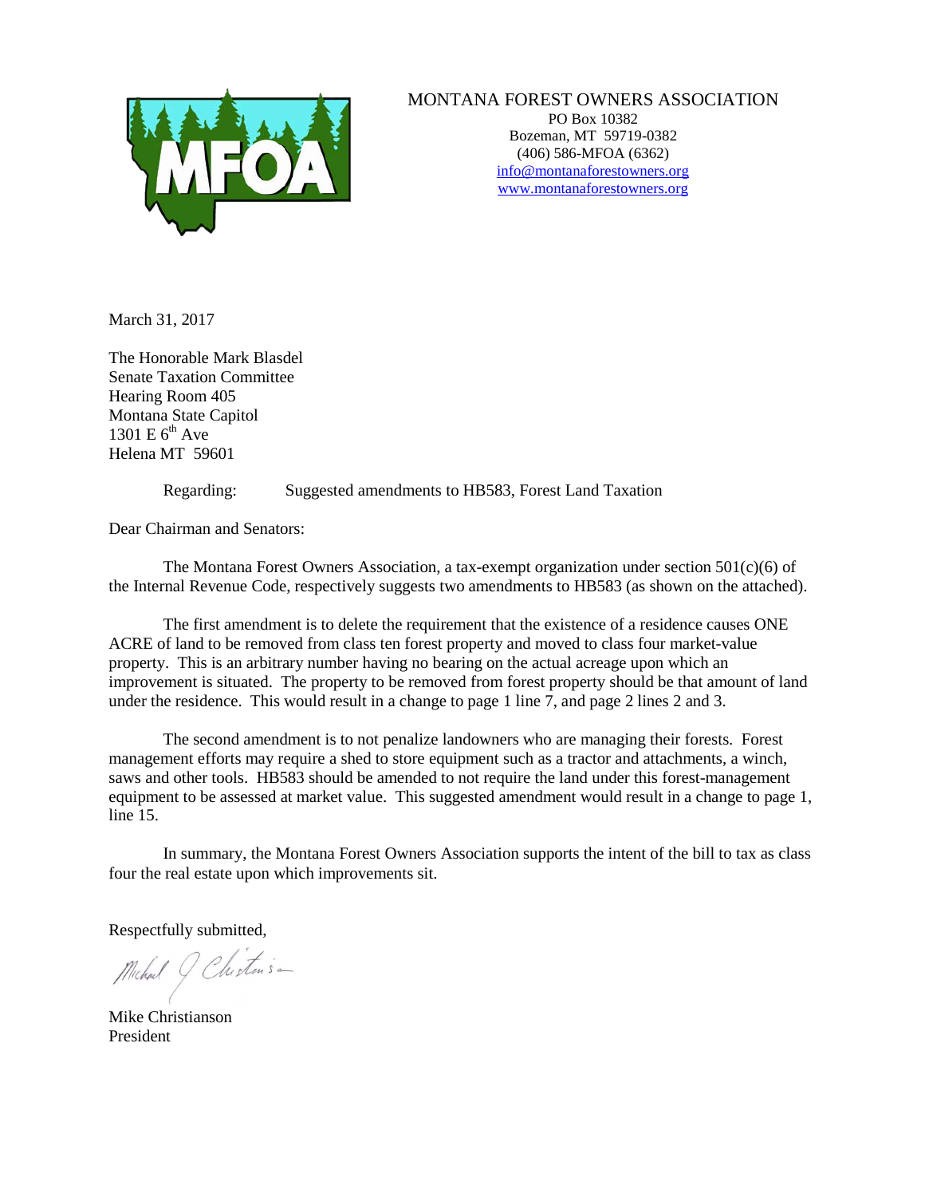MONTANA FOREST OWNERS ASSOCIATION
PO Box 10382
Bozeman, MT 59719-0382
(406) 586-MFOA (6362)
info@montanaforestowners.org
www.montanaforestowners.org

March 31, 2017

The Honorable Mark Blasdel
Senate Taxation Committee
Hearing Room 405
Montana State Capitol
1301 E 6th Ave
Helena MT 59601

Regarding: Suggested amendments to HB583, Forest Land Taxation

Dear Chairman and Senators:

The Montana Forest Owners Association, a tax-exempt organization under section 501(c)(6) of the Internal Revenue Code, respectively suggests two amendments to HB583 (as shown on the attached).

The first amendment is to delete the requirement that the existence of a residence causes ONE ACRE of land to be removed from class ten forest property and moved to class four market-value property. This is an arbitrary number having no bearing on the actual acreage upon which an improvement is situated. The property to be removed from forest property should be that amount of land under the residence. This would result in a change to page 1 line 7, and page 2 lines 2 and 3.

The second amendment is to not penalize landowners who are managing their forests. Forest management efforts may require a shed to store equipment such as a tractor and attachments, a winch, saws and other tools. HB583 should be amended to not require the land under this forest-management equipment to be assessed at market value. This suggested amendment would result in a change to page 1, line 15.

In summary, the Montana Forest Owners Association supports the intent of the bill to tax as class four the real estate upon which improvements sit.

Respectfully submitted,

Mike Christianson
President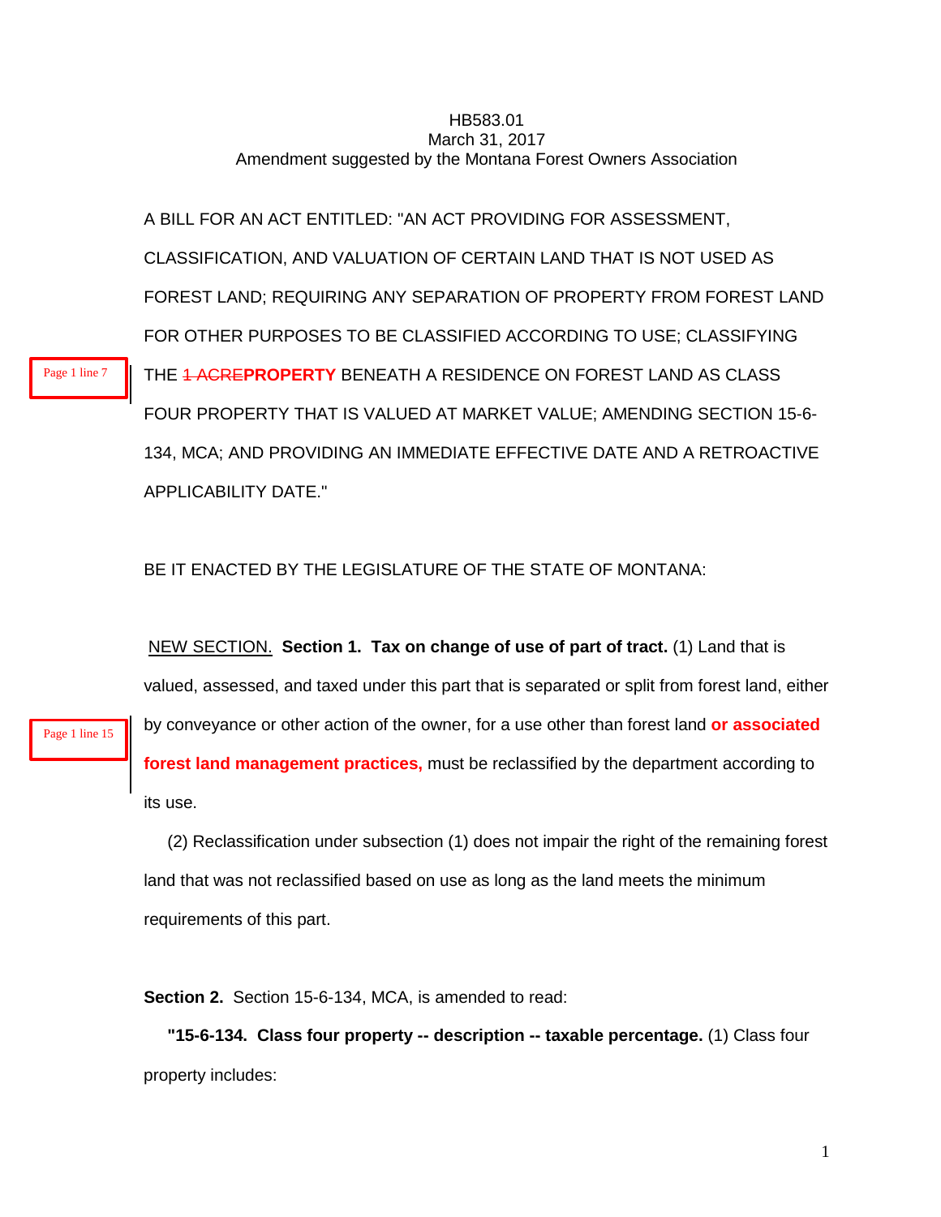HB583.01
March 31, 2017
Amendment suggested by the Montana Forest Owners Association

A BILL FOR AN ACT ENTITLED: "AN ACT PROVIDING FOR ASSESSMENT, CLASSIFICATION, AND VALUATION OF CERTAIN LAND THAT IS NOT USED AS FOREST LAND; REQUIRING ANY SEPARATION OF PROPERTY FROM FOREST LAND FOR OTHER PURPOSES TO BE CLASSIFIED ACCORDING TO USE; CLASSIFYING THE ~~1 ACRE~~**PROPERTY** BENEATH A RESIDENCE ON FOREST LAND AS CLASS FOUR PROPERTY THAT IS VALUED AT MARKET VALUE; AMENDING SECTION 15-6-134, MCA; AND PROVIDING AN IMMEDIATE EFFECTIVE DATE AND A RETROACTIVE APPLICABILITY DATE."

Page 1 line 7

BE IT ENACTED BY THE LEGISLATURE OF THE STATE OF MONTANA:

NEW SECTION. **Section 1. Tax on change of use of part of tract.** (1) Land that is valued, assessed, and taxed under this part that is separated or split from forest land, either by conveyance or other action of the owner, for a use other than forest land **or associated forest land management practices,** must be reclassified by the department according to its use.

Page 1 line 15

(2) Reclassification under subsection (1) does not impair the right of the remaining forest land that was not reclassified based on use as long as the land meets the minimum requirements of this part.

**Section 2.** Section 15-6-134, MCA, is amended to read:

"**15-6-134. Class four property -- description -- taxable percentage.** (1) Class four property includes: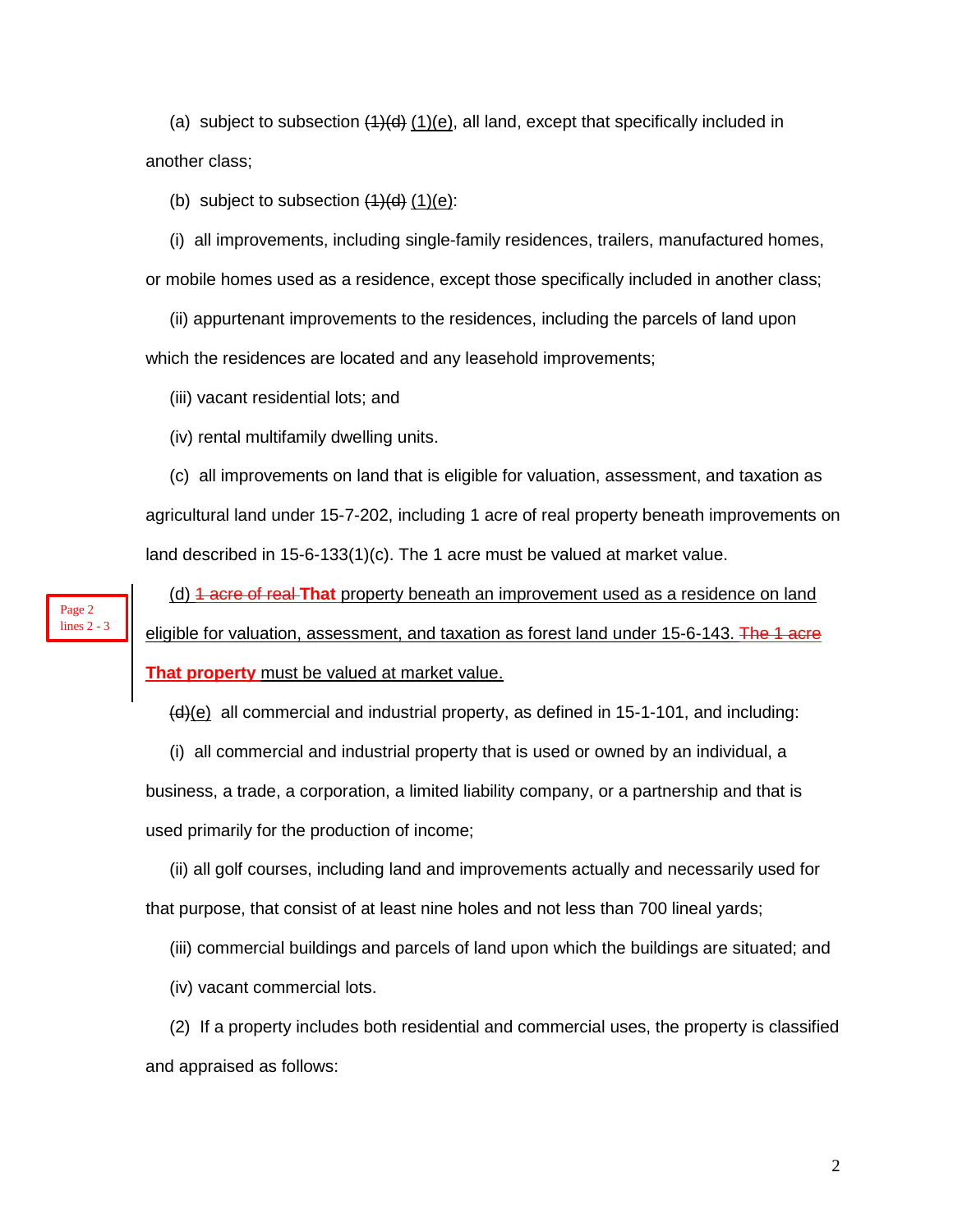(a) subject to subsection ~~(1)(d)~~ (1)(e), all land, except that specifically included in another class;

(b) subject to subsection ~~(1)(d)~~ (1)(e):

(i) all improvements, including single-family residences, trailers, manufactured homes, or mobile homes used as a residence, except those specifically included in another class;

(ii) appurtenant improvements to the residences, including the parcels of land upon which the residences are located and any leasehold improvements;

(iii) vacant residential lots; and

(iv) rental multifamily dwelling units.

(c) all improvements on land that is eligible for valuation, assessment, and taxation as agricultural land under 15-7-202, including 1 acre of real property beneath improvements on land described in 15-6-133(1)(c). The 1 acre must be valued at market value.

Page 2 lines 2 - 3

(d) ~~1 acre of real~~ **That** property beneath an improvement used as a residence on land eligible for valuation, assessment, and taxation as forest land under 15-6-143. ~~The 1 acre~~ **That property** must be valued at market value.

~~(d)~~(e) all commercial and industrial property, as defined in 15-1-101, and including:

(i) all commercial and industrial property that is used or owned by an individual, a business, a trade, a corporation, a limited liability company, or a partnership and that is used primarily for the production of income;

(ii) all golf courses, including land and improvements actually and necessarily used for that purpose, that consist of at least nine holes and not less than 700 lineal yards;

(iii) commercial buildings and parcels of land upon which the buildings are situated; and

(iv) vacant commercial lots.

(2) If a property includes both residential and commercial uses, the property is classified and appraised as follows: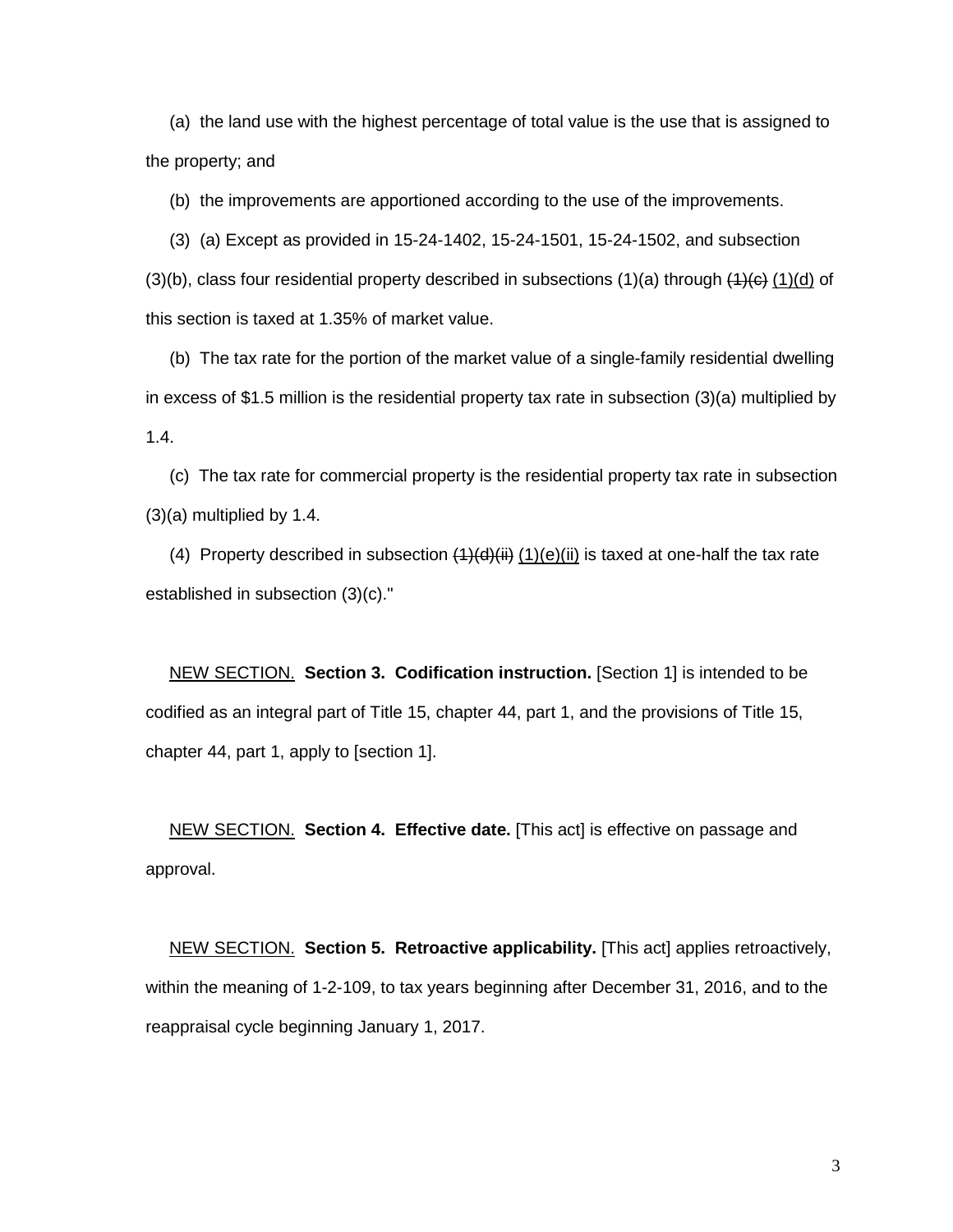(a) the land use with the highest percentage of total value is the use that is assigned to the property; and

(b) the improvements are apportioned according to the use of the improvements.

(3) (a) Except as provided in 15-24-1402, 15-24-1501, 15-24-1502, and subsection (3)(b), class four residential property described in subsections (1)(a) through ~~(1)(c)~~ <u>(1)(d)</u> of this section is taxed at 1.35% of market value.

(b) The tax rate for the portion of the market value of a single-family residential dwelling in excess of $1.5 million is the residential property tax rate in subsection (3)(a) multiplied by 1.4.

(c) The tax rate for commercial property is the residential property tax rate in subsection (3)(a) multiplied by 1.4.

(4) Property described in subsection ~~(1)(d)(ii)~~ <u>(1)(e)(ii)</u> is taxed at one-half the tax rate established in subsection (3)(c)."

<u>NEW SECTION.</u> **Section 3. Codification instruction.** [Section 1] is intended to be codified as an integral part of Title 15, chapter 44, part 1, and the provisions of Title 15, chapter 44, part 1, apply to [section 1].

<u>NEW SECTION.</u> **Section 4. Effective date.** [This act] is effective on passage and approval.

<u>NEW SECTION.</u> **Section 5. Retroactive applicability.** [This act] applies retroactively, within the meaning of 1-2-109, to tax years beginning after December 31, 2016, and to the reappraisal cycle beginning January 1, 2017.